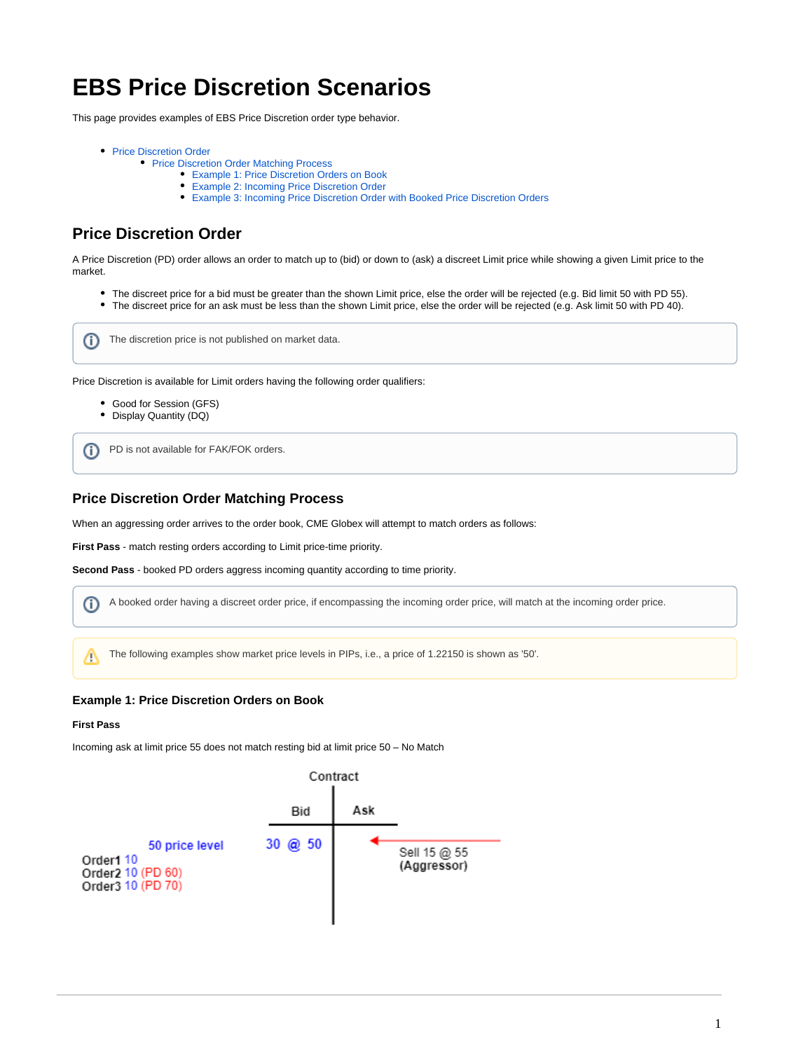# EBS Price Discretion Scenarios

This page provides examples of EBS Price Discretion order type behavior.

- Price Discretion Order
  - Price Discretion Order Matching Process
    - Example 1: Price Discretion Orders on Book
    - Example 2: Incoming Price Discretion Order
    - Example 3: Incoming Price Discretion Order with Booked Price Discretion Orders

## Price Discretion Order

A Price Discretion (PD) order allows an order to match up to (bid) or down to (ask) a discreet Limit price while showing a given Limit price to the market.

- The discreet price for a bid must be greater than the shown Limit price, else the order will be rejected (e.g. Bid limit 50 with PD 55).
- The discreet price for an ask must be less than the shown Limit price, else the order will be rejected (e.g. Ask limit 50 with PD 40).

> The discretion price is not published on market data.

Price Discretion is available for Limit orders having the following order qualifiers:

- Good for Session (GFS)
- Display Quantity (DQ)

> PD is not available for FAK/FOK orders.

## Price Discretion Order Matching Process

When an aggressing order arrives to the order book, CME Globex will attempt to match orders as follows:

**First Pass** - match resting orders according to Limit price-time priority.

**Second Pass** - booked PD orders aggress incoming quantity according to time priority.

> A booked order having a discreet order price, if encompassing the incoming order price, will match at the incoming order price.

> The following examples show market price levels in PIPs, i.e., a price of 1.22150 is shown as '50'.

### Example 1: Price Discretion Orders on Book

**First Pass**

Incoming ask at limit price 55 does not match resting bid at limit price 50 – No Match

Contract

| | Bid | Ask | |
|---|---|---|---|
| 50 price level<br>Order1 10<br>Order2 10 (PD 60)<br>Order3 10 (PD 70) | 30 @ 50 | ← | Sell 15 @ 55<br>(Aggressor) |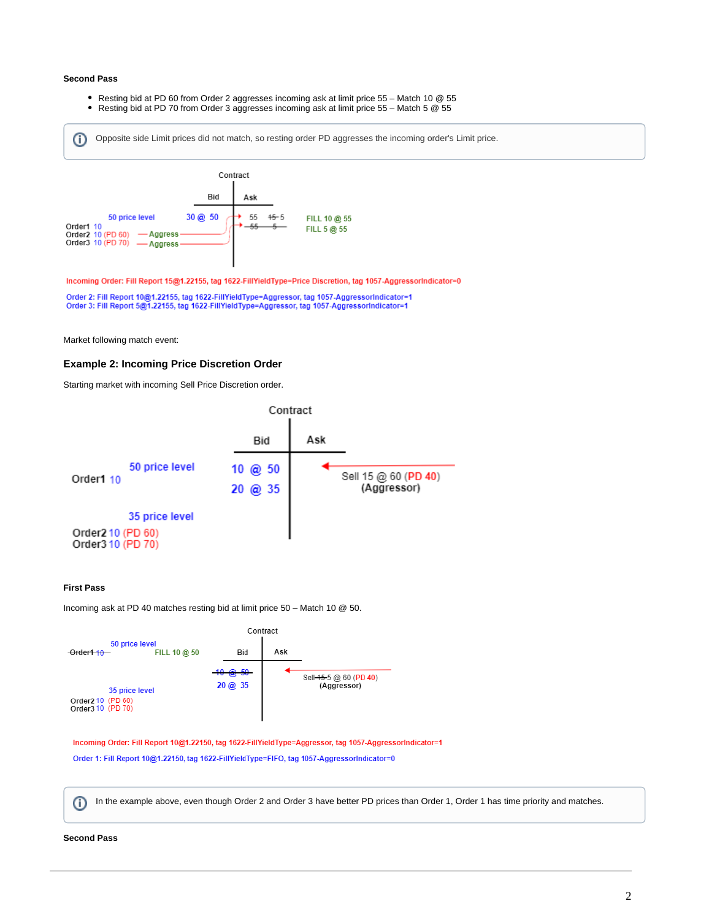**Second Pass**

- Resting bid at PD 60 from Order 2 aggresses incoming ask at limit price 55 – Match 10 @ 55
- Resting bid at PD 70 from Order 3 aggresses incoming ask at limit price 55 – Match 5 @ 55

> ⓘ Opposite side Limit prices did not match, so resting order PD aggresses the incoming order's Limit price.

Contract

| | Bid | Ask | |
|---|---|---|---|
| 50 price level | 30 @ 50 | 55 ~~15~~ 5 | FILL 10 @ 55 |
| Order1 10 | | ~~55~~ ~~5~~ | FILL 5 @ 55 |
| Order2 10 (PD 60) — Aggress | | | |
| Order3 10 (PD 70) — Aggress | | | |

Incoming Order: Fill Report 15@1.22155, tag 1622-FillYieldType=Price Discretion, tag 1057-AggressorIndicator=0

Order 2: Fill Report 10@1.22155, tag 1622-FillYieldType=Aggressor, tag 1057-AggressorIndicator=1
Order 3: Fill Report 5@1.22155, tag 1622-FillYieldType=Aggressor, tag 1057-AggressorIndicator=1

Market following match event:

### Example 2: Incoming Price Discretion Order

Starting market with incoming Sell Price Discretion order.

Contract

| | Bid | Ask |
|---|---|---|
| 50 price level<br>Order1 10 | 10 @ 50 | ← Sell 15 @ 60 (PD 40) (Aggressor) |
| | 20 @ 35 | |
| 35 price level<br>Order2 10 (PD 60)<br>Order3 10 (PD 70) | | |

**First Pass**

Incoming ask at PD 40 matches resting bid at limit price 50 – Match 10 @ 50.

Contract

| | Bid | Ask |
|---|---|---|
| 50 price level<br>~~Order1 10~~ FILL 10 @ 50 | ~~10 @ 50~~ | ← Sell ~~15~~ 5 @ 60 (PD 40) (Aggressor) |
| 35 price level<br>Order2 10 (PD 60)<br>Order3 10 (PD 70) | 20 @ 35 | |

Incoming Order: Fill Report 10@1.22150, tag 1622-FillYieldType=Aggressor, tag 1057-AggressorIndicator=1

Order 1: Fill Report 10@1.22150, tag 1622-FillYieldType=FIFO, tag 1057-AggressorIndicator=0

> ⓘ In the example above, even though Order 2 and Order 3 have better PD prices than Order 1, Order 1 has time priority and matches.

**Second Pass**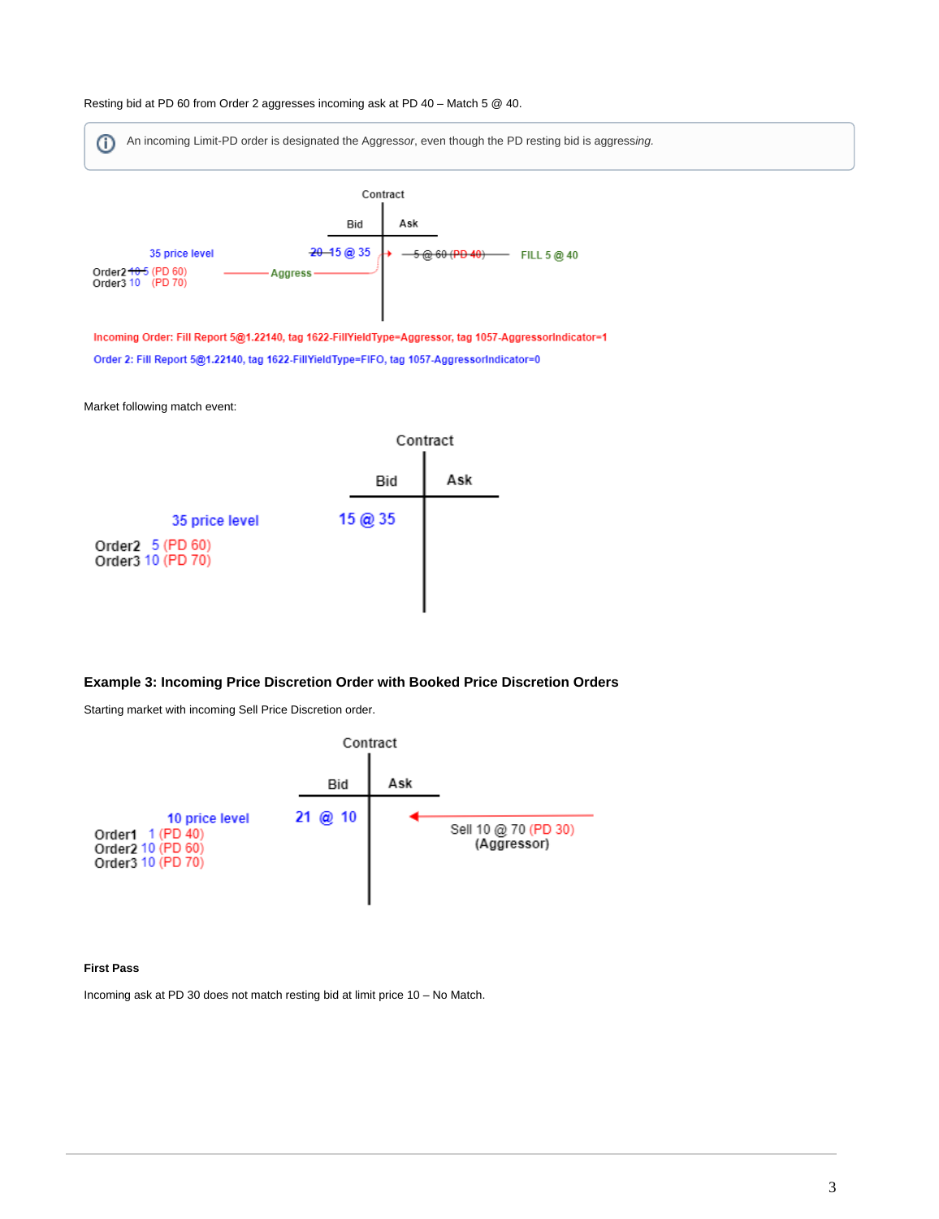Resting bid at PD 60 from Order 2 aggresses incoming ask at PD 40 – Match 5 @ 40.

> An incoming Limit-PD order is designated the Aggressor, even though the PD resting bid is aggress*ing*.

Contract

| | Bid | Ask | |
|---|---|---|---|
| 35 price level | ~~20~~ 15 @ 35 | ~~5 @ 60 (PD 40)~~ | FILL 5 @ 40 |
| Order2 ~~10~~ 5 (PD 60) — Aggress | | | |
| Order3 10 (PD 70) | | | |

Incoming Order: Fill Report 5@1.22140, tag 1622-FillYieldType=Aggressor, tag 1057-AggressorIndicator=1

Order 2: Fill Report 5@1.22140, tag 1622-FillYieldType=FIFO, tag 1057-AggressorIndicator=0

Market following match event:

Contract

| | Bid | Ask |
|---|---|---|
| 35 price level | 15 @ 35 | |
| Order2 5 (PD 60) | | |
| Order3 10 (PD 70) | | |

### Example 3: Incoming Price Discretion Order with Booked Price Discretion Orders

Starting market with incoming Sell Price Discretion order.

Contract

| | Bid | Ask | |
|---|---|---|---|
| 10 price level | 21 @ 10 | | Sell 10 @ 70 (PD 30) (Aggressor) |
| Order1 1 (PD 40) | | | |
| Order2 10 (PD 60) | | | |
| Order3 10 (PD 70) | | | |

#### First Pass

Incoming ask at PD 30 does not match resting bid at limit price 10 – No Match.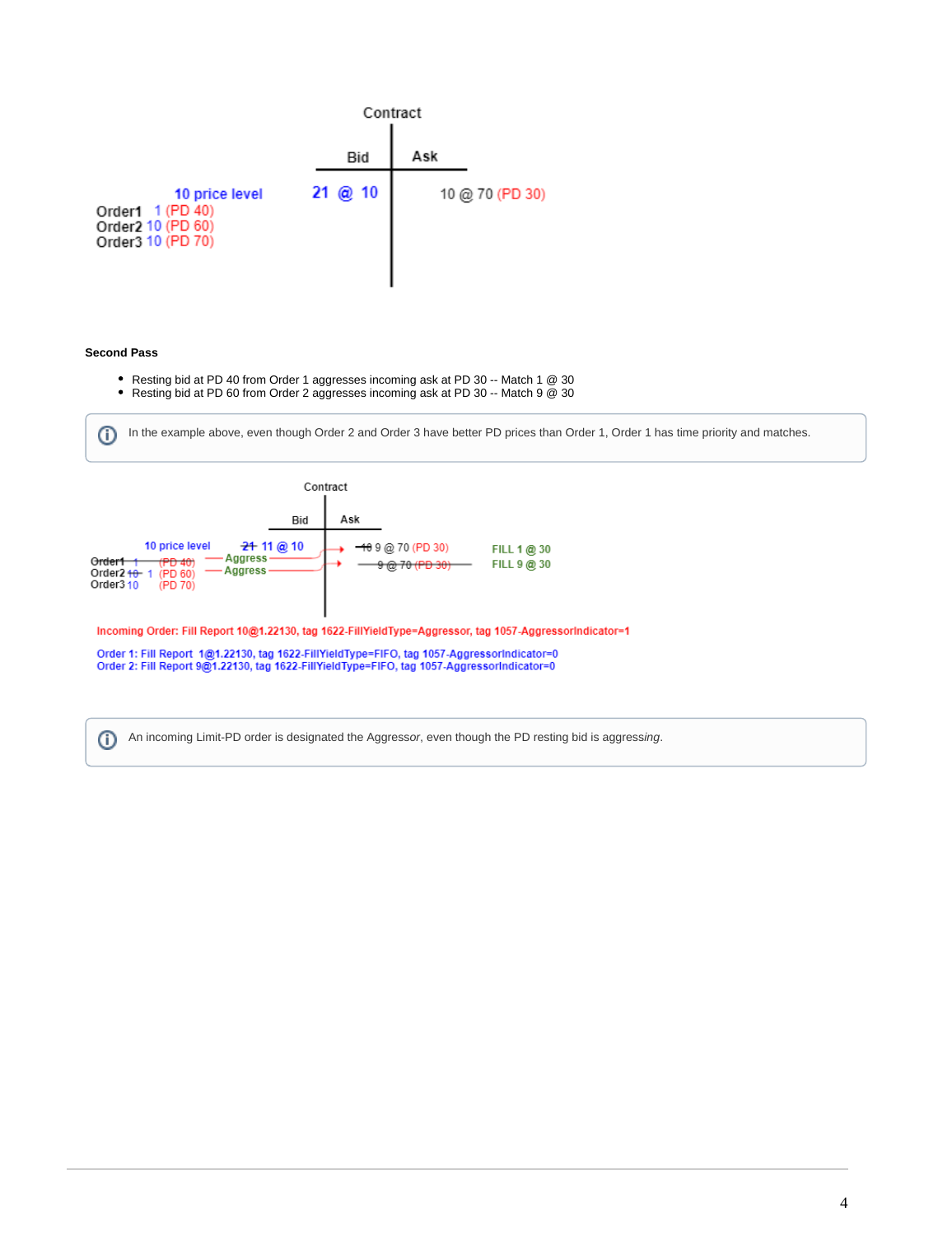Contract

Bid | Ask

10 price level

21 @ 10

10 @ 70 (PD 30)

Order1 1 (PD 40)
Order2 10 (PD 60)
Order3 10 (PD 70)

**Second Pass**

- Resting bid at PD 40 from Order 1 aggresses incoming ask at PD 30 -- Match 1 @ 30
- Resting bid at PD 60 from Order 2 aggresses incoming ask at PD 30 -- Match 9 @ 30

> In the example above, even though Order 2 and Order 3 have better PD prices than Order 1, Order 1 has time priority and matches.

Contract

Bid | Ask

10 price level

~~21~~ 11 @ 10

~~10~~ 9 @ 70 (PD 30)

~~9 @ 70 (PD 30)~~

FILL 1 @ 30

FILL 9 @ 30

~~Order1 1 (PD 40)~~
Order2 ~~10~~ 1 (PD 60)
Order3 10 (PD 70)

Aggress

Aggress

Incoming Order: Fill Report 10@1.22130, tag 1622-FillYieldType=Aggressor, tag 1057-AggressorIndicator=1

Order 1: Fill Report 1@1.22130, tag 1622-FillYieldType=FIFO, tag 1057-AggressorIndicator=0
Order 2: Fill Report 9@1.22130, tag 1622-FillYieldType=FIFO, tag 1057-AggressorIndicator=0

> An incoming Limit-PD order is designated the Aggressor, even though the PD resting bid is aggress*ing*.